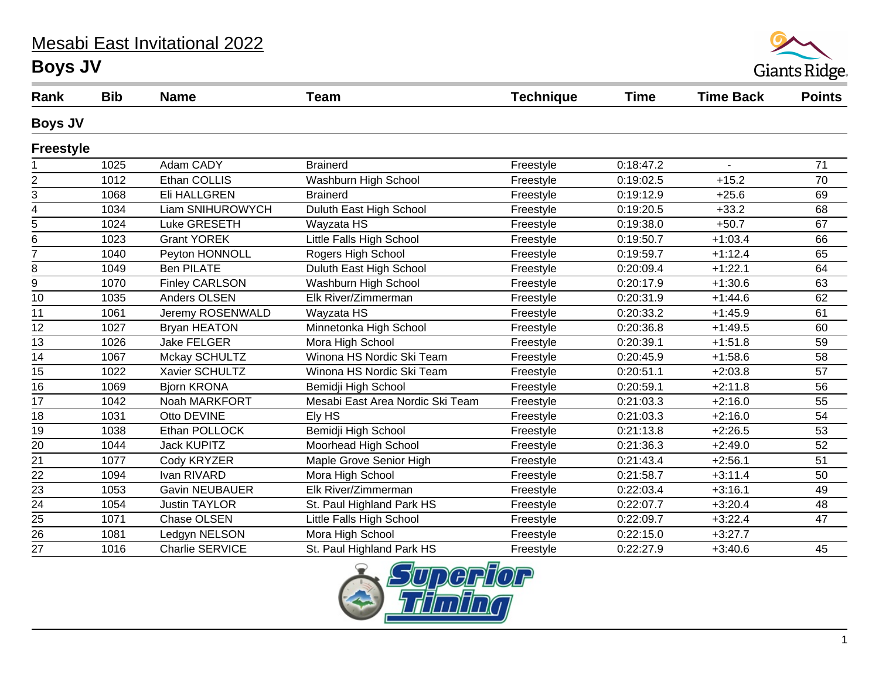# Mesabi East Invitational 2022

## Boys JV

| Rank | Bib | Name | Team | Technique | Time | Time Back | Points |
|---|---|---|---|---|---|---|---|
| **Boys JV** | | | | | | | |
| **Freestyle** | | | | | | | |
| 1 | 1025 | Adam CADY | Brainerd | Freestyle | 0:18:47.2 | - | 71 |
| 2 | 1012 | Ethan COLLIS | Washburn High School | Freestyle | 0:19:02.5 | +15.2 | 70 |
| 3 | 1068 | Eli HALLGREN | Brainerd | Freestyle | 0:19:12.9 | +25.6 | 69 |
| 4 | 1034 | Liam SNIHUROWYCH | Duluth East High School | Freestyle | 0:19:20.5 | +33.2 | 68 |
| 5 | 1024 | Luke GRESETH | Wayzata HS | Freestyle | 0:19:38.0 | +50.7 | 67 |
| 6 | 1023 | Grant YOREK | Little Falls High School | Freestyle | 0:19:50.7 | +1:03.4 | 66 |
| 7 | 1040 | Peyton HONNOLL | Rogers High School | Freestyle | 0:19:59.7 | +1:12.4 | 65 |
| 8 | 1049 | Ben PILATE | Duluth East High School | Freestyle | 0:20:09.4 | +1:22.1 | 64 |
| 9 | 1070 | Finley CARLSON | Washburn High School | Freestyle | 0:20:17.9 | +1:30.6 | 63 |
| 10 | 1035 | Anders OLSEN | Elk River/Zimmerman | Freestyle | 0:20:31.9 | +1:44.6 | 62 |
| 11 | 1061 | Jeremy ROSENWALD | Wayzata HS | Freestyle | 0:20:33.2 | +1:45.9 | 61 |
| 12 | 1027 | Bryan HEATON | Minnetonka High School | Freestyle | 0:20:36.8 | +1:49.5 | 60 |
| 13 | 1026 | Jake FELGER | Mora High School | Freestyle | 0:20:39.1 | +1:51.8 | 59 |
| 14 | 1067 | Mckay SCHULTZ | Winona HS Nordic Ski Team | Freestyle | 0:20:45.9 | +1:58.6 | 58 |
| 15 | 1022 | Xavier SCHULTZ | Winona HS Nordic Ski Team | Freestyle | 0:20:51.1 | +2:03.8 | 57 |
| 16 | 1069 | Bjorn KRONA | Bemidji High School | Freestyle | 0:20:59.1 | +2:11.8 | 56 |
| 17 | 1042 | Noah MARKFORT | Mesabi East Area Nordic Ski Team | Freestyle | 0:21:03.3 | +2:16.0 | 55 |
| 18 | 1031 | Otto DEVINE | Ely HS | Freestyle | 0:21:03.3 | +2:16.0 | 54 |
| 19 | 1038 | Ethan POLLOCK | Bemidji High School | Freestyle | 0:21:13.8 | +2:26.5 | 53 |
| 20 | 1044 | Jack KUPITZ | Moorhead High School | Freestyle | 0:21:36.3 | +2:49.0 | 52 |
| 21 | 1077 | Cody KRYZER | Maple Grove Senior High | Freestyle | 0:21:43.4 | +2:56.1 | 51 |
| 22 | 1094 | Ivan RIVARD | Mora High School | Freestyle | 0:21:58.7 | +3:11.4 | 50 |
| 23 | 1053 | Gavin NEUBAUER | Elk River/Zimmerman | Freestyle | 0:22:03.4 | +3:16.1 | 49 |
| 24 | 1054 | Justin TAYLOR | St. Paul Highland Park HS | Freestyle | 0:22:07.7 | +3:20.4 | 48 |
| 25 | 1071 | Chase OLSEN | Little Falls High School | Freestyle | 0:22:09.7 | +3:22.4 | 47 |
| 26 | 1081 | Ledgyn NELSON | Mora High School | Freestyle | 0:22:15.0 | +3:27.7 | |
| 27 | 1016 | Charlie SERVICE | St. Paul Highland Park HS | Freestyle | 0:22:27.9 | +3:40.6 | 45 |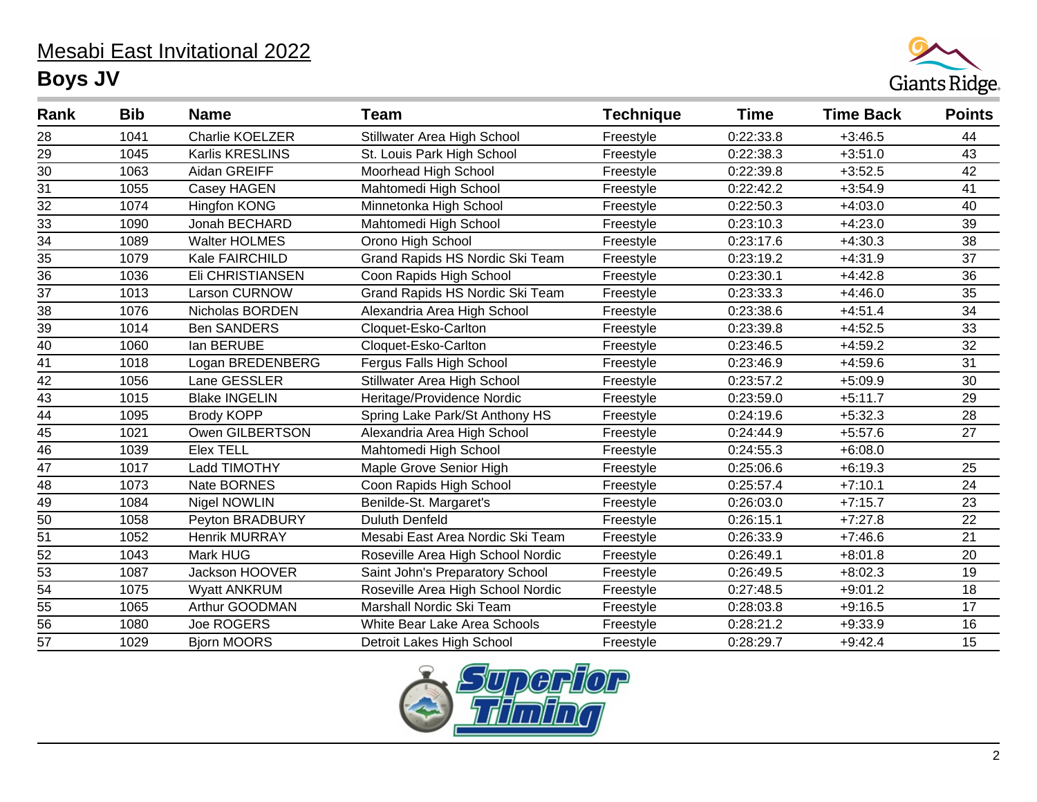# Mesabi East Invitational 2022

## Boys JV

| Rank | Bib | Name | Team | Technique | Time | Time Back | Points |
|---|---|---|---|---|---|---|---|
| 28 | 1041 | Charlie KOELZER | Stillwater Area High School | Freestyle | 0:22:33.8 | +3:46.5 | 44 |
| 29 | 1045 | Karlis KRESLINS | St. Louis Park High School | Freestyle | 0:22:38.3 | +3:51.0 | 43 |
| 30 | 1063 | Aidan GREIFF | Moorhead High School | Freestyle | 0:22:39.8 | +3:52.5 | 42 |
| 31 | 1055 | Casey HAGEN | Mahtomedi High School | Freestyle | 0:22:42.2 | +3:54.9 | 41 |
| 32 | 1074 | Hingfon KONG | Minnetonka High School | Freestyle | 0:22:50.3 | +4:03.0 | 40 |
| 33 | 1090 | Jonah BECHARD | Mahtomedi High School | Freestyle | 0:23:10.3 | +4:23.0 | 39 |
| 34 | 1089 | Walter HOLMES | Orono High School | Freestyle | 0:23:17.6 | +4:30.3 | 38 |
| 35 | 1079 | Kale FAIRCHILD | Grand Rapids HS Nordic Ski Team | Freestyle | 0:23:19.2 | +4:31.9 | 37 |
| 36 | 1036 | Eli CHRISTIANSEN | Coon Rapids High School | Freestyle | 0:23:30.1 | +4:42.8 | 36 |
| 37 | 1013 | Larson CURNOW | Grand Rapids HS Nordic Ski Team | Freestyle | 0:23:33.3 | +4:46.0 | 35 |
| 38 | 1076 | Nicholas BORDEN | Alexandria Area High School | Freestyle | 0:23:38.6 | +4:51.4 | 34 |
| 39 | 1014 | Ben SANDERS | Cloquet-Esko-Carlton | Freestyle | 0:23:39.8 | +4:52.5 | 33 |
| 40 | 1060 | Ian BERUBE | Cloquet-Esko-Carlton | Freestyle | 0:23:46.5 | +4:59.2 | 32 |
| 41 | 1018 | Logan BREDENBERG | Fergus Falls High School | Freestyle | 0:23:46.9 | +4:59.6 | 31 |
| 42 | 1056 | Lane GESSLER | Stillwater Area High School | Freestyle | 0:23:57.2 | +5:09.9 | 30 |
| 43 | 1015 | Blake INGELIN | Heritage/Providence Nordic | Freestyle | 0:23:59.0 | +5:11.7 | 29 |
| 44 | 1095 | Brody KOPP | Spring Lake Park/St Anthony HS | Freestyle | 0:24:19.6 | +5:32.3 | 28 |
| 45 | 1021 | Owen GILBERTSON | Alexandria Area High School | Freestyle | 0:24:44.9 | +5:57.6 | 27 |
| 46 | 1039 | Elex TELL | Mahtomedi High School | Freestyle | 0:24:55.3 | +6:08.0 | |
| 47 | 1017 | Ladd TIMOTHY | Maple Grove Senior High | Freestyle | 0:25:06.6 | +6:19.3 | 25 |
| 48 | 1073 | Nate BORNES | Coon Rapids High School | Freestyle | 0:25:57.4 | +7:10.1 | 24 |
| 49 | 1084 | Nigel NOWLIN | Benilde-St. Margaret's | Freestyle | 0:26:03.0 | +7:15.7 | 23 |
| 50 | 1058 | Peyton BRADBURY | Duluth Denfeld | Freestyle | 0:26:15.1 | +7:27.8 | 22 |
| 51 | 1052 | Henrik MURRAY | Mesabi East Area Nordic Ski Team | Freestyle | 0:26:33.9 | +7:46.6 | 21 |
| 52 | 1043 | Mark HUG | Roseville Area High School Nordic | Freestyle | 0:26:49.1 | +8:01.8 | 20 |
| 53 | 1087 | Jackson HOOVER | Saint John's Preparatory School | Freestyle | 0:26:49.5 | +8:02.3 | 19 |
| 54 | 1075 | Wyatt ANKRUM | Roseville Area High School Nordic | Freestyle | 0:27:48.5 | +9:01.2 | 18 |
| 55 | 1065 | Arthur GOODMAN | Marshall Nordic Ski Team | Freestyle | 0:28:03.8 | +9:16.5 | 17 |
| 56 | 1080 | Joe ROGERS | White Bear Lake Area Schools | Freestyle | 0:28:21.2 | +9:33.9 | 16 |
| 57 | 1029 | Bjorn MOORS | Detroit Lakes High School | Freestyle | 0:28:29.7 | +9:42.4 | 15 |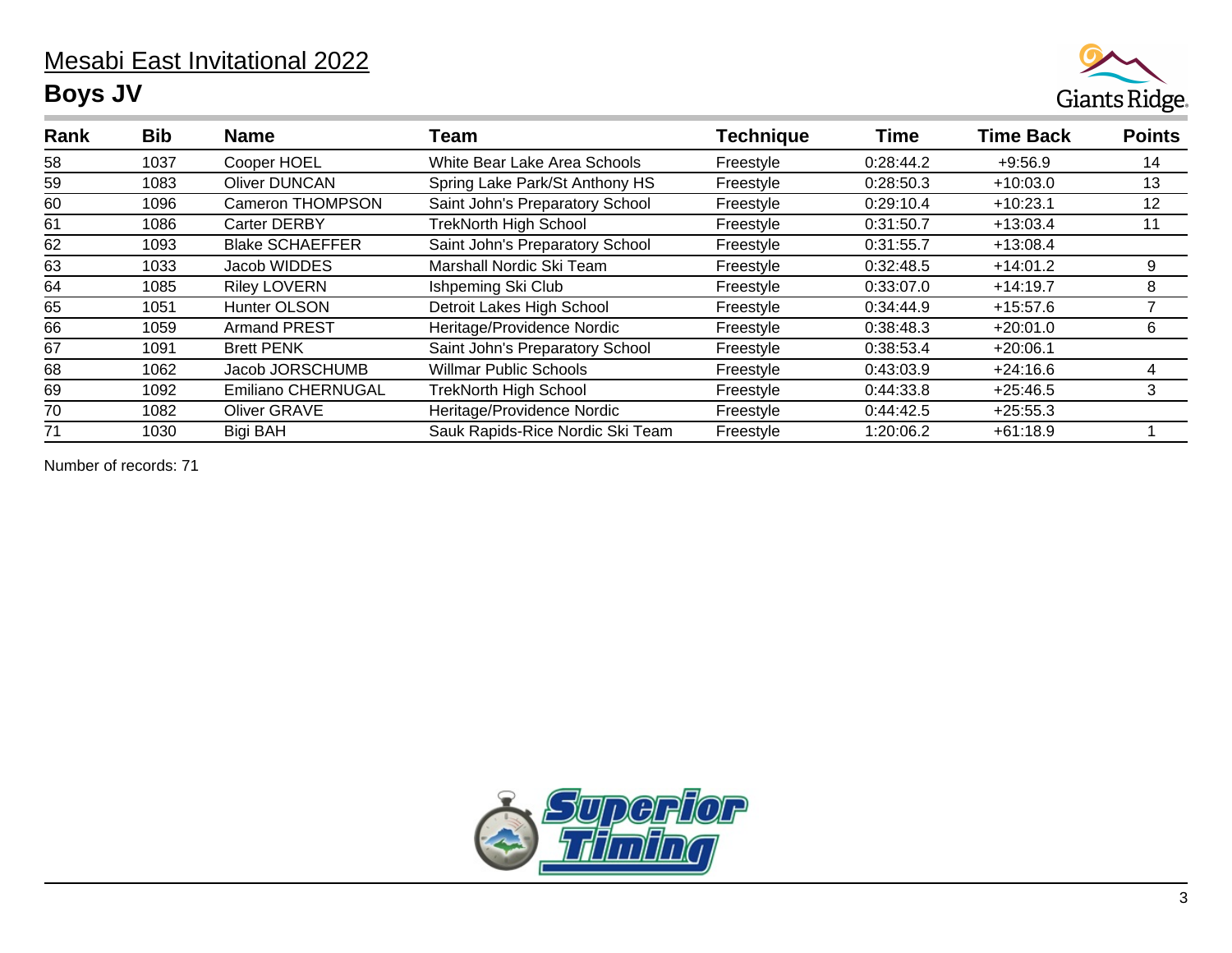# Mesabi East Invitational 2022

## Boys JV

| Rank | Bib | Name | Team | Technique | Time | Time Back | Points |
|---|---|---|---|---|---|---|---|
| 58 | 1037 | Cooper HOEL | White Bear Lake Area Schools | Freestyle | 0:28:44.2 | +9:56.9 | 14 |
| 59 | 1083 | Oliver DUNCAN | Spring Lake Park/St Anthony HS | Freestyle | 0:28:50.3 | +10:03.0 | 13 |
| 60 | 1096 | Cameron THOMPSON | Saint John's Preparatory School | Freestyle | 0:29:10.4 | +10:23.1 | 12 |
| 61 | 1086 | Carter DERBY | TrekNorth High School | Freestyle | 0:31:50.7 | +13:03.4 | 11 |
| 62 | 1093 | Blake SCHAEFFER | Saint John's Preparatory School | Freestyle | 0:31:55.7 | +13:08.4 | |
| 63 | 1033 | Jacob WIDDES | Marshall Nordic Ski Team | Freestyle | 0:32:48.5 | +14:01.2 | 9 |
| 64 | 1085 | Riley LOVERN | Ishpeming Ski Club | Freestyle | 0:33:07.0 | +14:19.7 | 8 |
| 65 | 1051 | Hunter OLSON | Detroit Lakes High School | Freestyle | 0:34:44.9 | +15:57.6 | 7 |
| 66 | 1059 | Armand PREST | Heritage/Providence Nordic | Freestyle | 0:38:48.3 | +20:01.0 | 6 |
| 67 | 1091 | Brett PENK | Saint John's Preparatory School | Freestyle | 0:38:53.4 | +20:06.1 | |
| 68 | 1062 | Jacob JORSCHUMB | Willmar Public Schools | Freestyle | 0:43:03.9 | +24:16.6 | 4 |
| 69 | 1092 | Emiliano CHERNUGAL | TrekNorth High School | Freestyle | 0:44:33.8 | +25:46.5 | 3 |
| 70 | 1082 | Oliver GRAVE | Heritage/Providence Nordic | Freestyle | 0:44:42.5 | +25:55.3 | |
| 71 | 1030 | Bigi BAH | Sauk Rapids-Rice Nordic Ski Team | Freestyle | 1:20:06.2 | +61:18.9 | 1 |

Number of records: 71